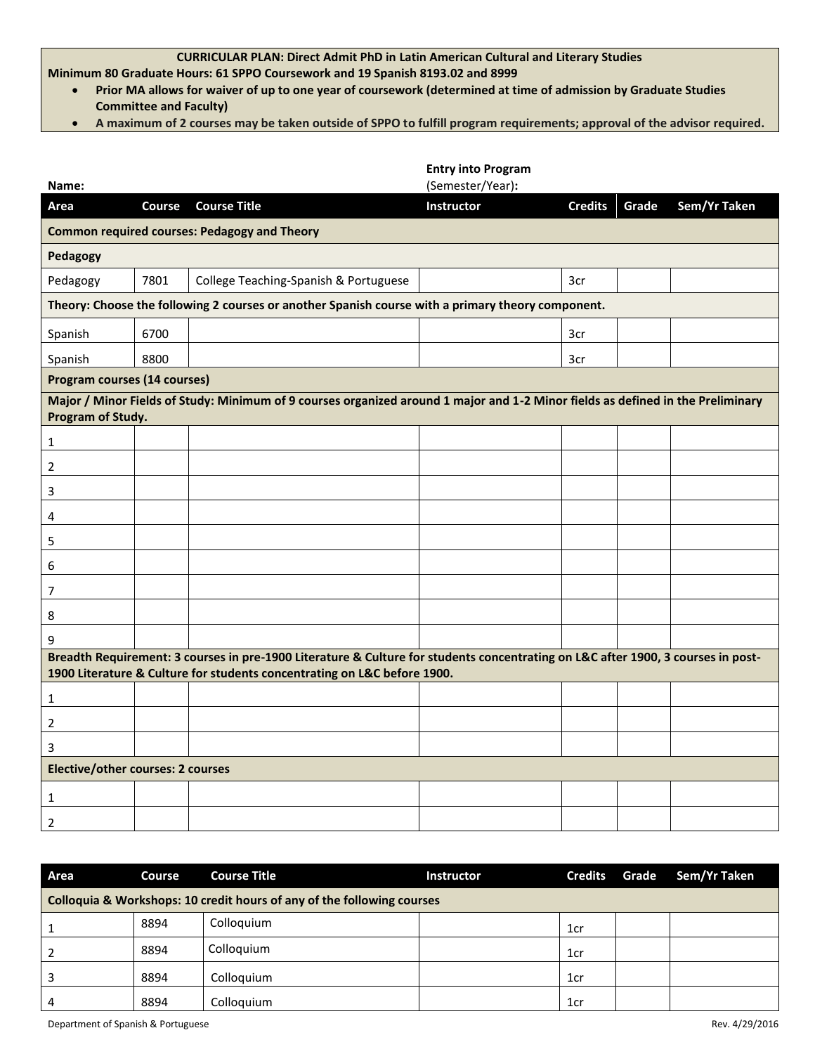**CURRICULAR PLAN: Direct Admit PhD in Latin American Cultural and Literary Studies**

**Minimum 80 Graduate Hours: 61 SPPO Coursework and 19 Spanish 8193.02 and 8999**

- **Prior MA allows for waiver of up to one year of coursework (determined at time of admission by Graduate Studies Committee and Faculty)**
- **A maximum of 2 courses may be taken outside of SPPO to fulfill program requirements; approval of the advisor required.**

**Name:**

**Entry into Program** (Semester/Year)**:**

| Area | Course | Course Title | Instructor | Credits | Grade | Sem/Yr Taken |
|---|---|---|---|---|---|---|
| **Common required courses: Pedagogy and Theory** | | | | | | |
| **Pedagogy** | | | | | | |
| Pedagogy | 7801 | College Teaching-Spanish & Portuguese | | 3cr | | |
| **Theory: Choose the following 2 courses or another Spanish course with a primary theory component.** | | | | | | |
| Spanish | 6700 | | | 3cr | | |
| Spanish | 8800 | | | 3cr | | |
| **Program courses (14 courses)** | | | | | | |
| **Major / Minor Fields of Study: Minimum of 9 courses organized around 1 major and 1-2 Minor fields as defined in the Preliminary Program of Study.** | | | | | | |
| 1 | | | | | | |
| 2 | | | | | | |
| 3 | | | | | | |
| 4 | | | | | | |
| 5 | | | | | | |
| 6 | | | | | | |
| 7 | | | | | | |
| 8 | | | | | | |
| 9 | | | | | | |
| **Breadth Requirement: 3 courses in pre-1900 Literature & Culture for students concentrating on L&C after 1900, 3 courses in post-1900 Literature & Culture for students concentrating on L&C before 1900.** | | | | | | |
| 1 | | | | | | |
| 2 | | | | | | |
| 3 | | | | | | |
| **Elective/other courses: 2 courses** | | | | | | |
| 1 | | | | | | |
| 2 | | | | | | |

| Area | Course | Course Title | Instructor | Credits | Grade | Sem/Yr Taken |
|---|---|---|---|---|---|---|
| **Colloquia & Workshops: 10 credit hours of any of the following courses** | | | | | | |
| 1 | 8894 | Colloquium | | 1cr | | |
| 2 | 8894 | Colloquium | | 1cr | | |
| 3 | 8894 | Colloquium | | 1cr | | |
| 4 | 8894 | Colloquium | | 1cr | | |

Department of Spanish & Portuguese Rev. 4/29/2016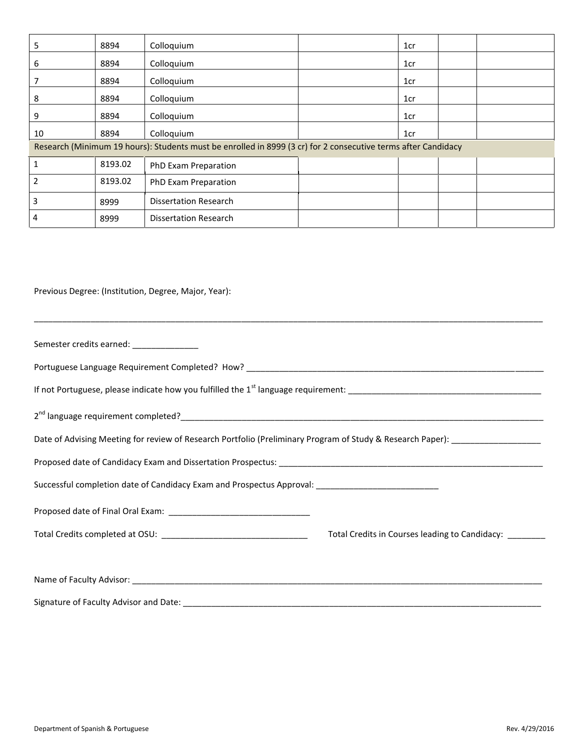| | | | | | | |
|---|---|---|---|---|---|---|
| 5 | 8894 | Colloquium | | 1cr | | |
| 6 | 8894 | Colloquium | | 1cr | | |
| 7 | 8894 | Colloquium | | 1cr | | |
| 8 | 8894 | Colloquium | | 1cr | | |
| 9 | 8894 | Colloquium | | 1cr | | |
| 10 | 8894 | Colloquium | | 1cr | | |
| Research (Minimum 19 hours): Students must be enrolled in 8999 (3 cr) for 2 consecutive terms after Candidacy | | | | | | |
| 1 | 8193.02 | PhD Exam Preparation | | | | |
| 2 | 8193.02 | PhD Exam Preparation | | | | |
| 3 | 8999 | Dissertation Research | | | | |
| 4 | 8999 | Dissertation Research | | | | |

Previous Degree: (Institution, Degree, Major, Year):

_______________________________________________________________________________________________

Semester credits earned: ______________

Portuguese Language Requirement Completed? How? _______________________________________________

If not Portuguese, please indicate how you fulfilled the 1st language requirement: ___________________________

2nd language requirement completed?_____________________________________________________________

Date of Advising Meeting for review of Research Portfolio (Preliminary Program of Study & Research Paper): ___________________

Proposed date of Candidacy Exam and Dissertation Prospectus: _____________________________________

Successful completion date of Candidacy Exam and Prospectus Approval: __________________________

Proposed date of Final Oral Exam: ______________________________

Total Credits completed at OSU: _______________________________ Total Credits in Courses leading to Candidacy: ________

Name of Faculty Advisor: ____________________________________________________________________

Signature of Faculty Advisor and Date: ____________________________________________________________